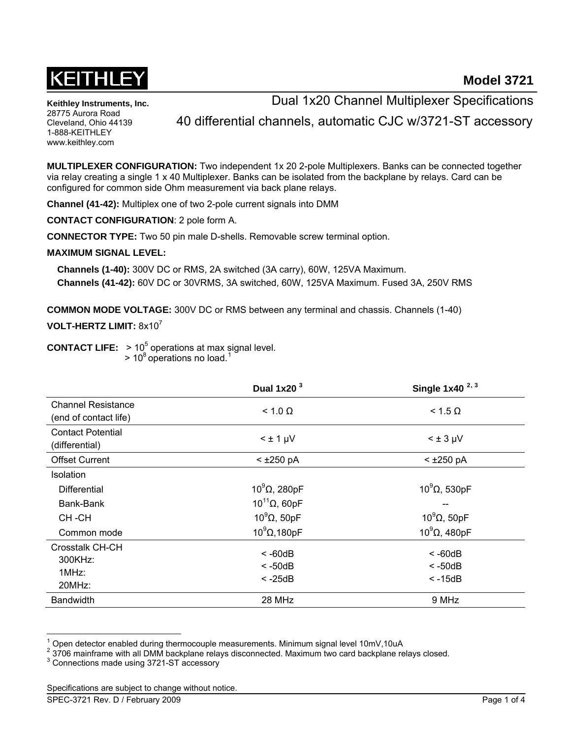KEITHLEY

# Model 3721

**Keithley Instruments, Inc.**
28775 Aurora Road
Cleveland, Ohio 44139
1-888-KEITHLEY
www.keithley.com

## Dual 1x20 Channel Multiplexer Specifications

## 40 differential channels, automatic CJC w/3721-ST accessory

**MULTIPLEXER CONFIGURATION:** Two independent 1x 20 2-pole Multiplexers. Banks can be connected together via relay creating a single 1 x 40 Multiplexer. Banks can be isolated from the backplane by relays. Card can be configured for common side Ohm measurement via back plane relays.

**Channel (41-42):** Multiplex one of two 2-pole current signals into DMM

**CONTACT CONFIGURATION**: 2 pole form A.

**CONNECTOR TYPE:** Two 50 pin male D-shells. Removable screw terminal option.

**MAXIMUM SIGNAL LEVEL:**

**Channels (1-40):** 300V DC or RMS, 2A switched (3A carry), 60W, 125VA Maximum.
**Channels (41-42):** 60V DC or 30VRMS, 3A switched, 60W, 125VA Maximum. Fused 3A, 250V RMS

**COMMON MODE VOLTAGE:** 300V DC or RMS between any terminal and chassis. Channels (1-40)

**VOLT-HERTZ LIMIT:** $8x10^7$

**CONTACT LIFE:** > $10^5$ operations at max signal level.
> $10^8$ operations no load.[1]

| | Dual 1x20 [3] | Single 1x40 [2, 3] |
|---|---|---|
| Channel Resistance (end of contact life) | < 1.0 Ω | < 1.5 Ω |
| Contact Potential (differential) | < ± 1 µV | < ± 3 µV |
| Offset Current | < ±250 pA | < ±250 pA |
| Isolation | | |
| Differential | $10^9$Ω, 280pF | $10^9$Ω, 530pF |
| Bank-Bank | $10^{11}$Ω, 60pF | -- |
| CH -CH | $10^9$Ω, 50pF | $10^9$Ω, 50pF |
| Common mode | $10^9$Ω,180pF | $10^9$Ω, 480pF |
| Crosstalk CH-CH | | |
| 300KHz: | < -60dB | < -60dB |
| 1MHz: | < -50dB | < -50dB |
| 20MHz: | < -25dB | < -15dB |
| Bandwidth | 28 MHz | 9 MHz |

[1] Open detector enabled during thermocouple measurements. Minimum signal level 10mV,10uA
[2] 3706 mainframe with all DMM backplane relays disconnected. Maximum two card backplane relays closed.
[3] Connections made using 3721-ST accessory

Specifications are subject to change without notice.
SPEC-3721 Rev. D / February 2009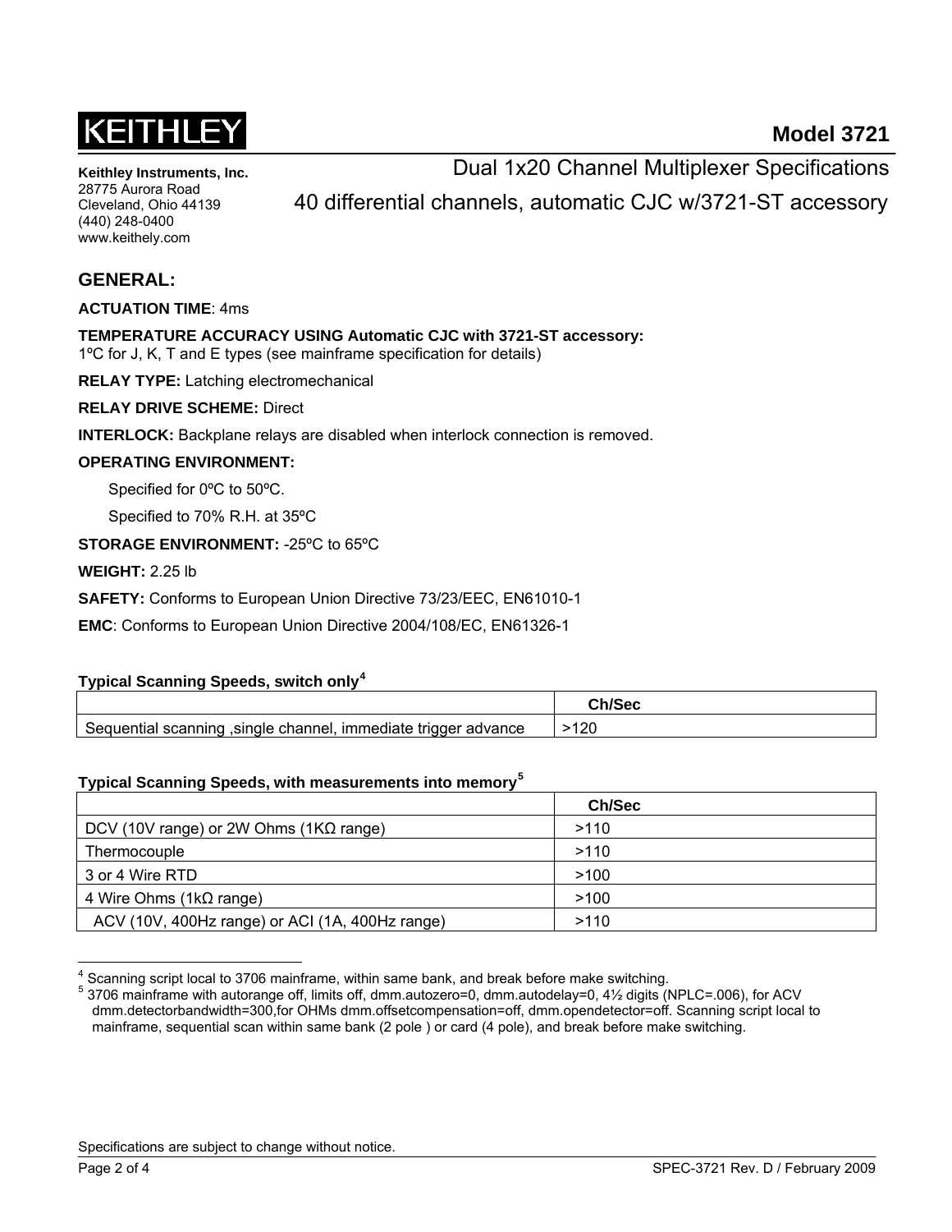KEITHLEY

**Model 3721**

**Keithley Instruments, Inc.**
28775 Aurora Road
Cleveland, Ohio 44139
(440) 248-0400
www.keithely.com

Dual 1x20 Channel Multiplexer Specifications

40 differential channels, automatic CJC w/3721-ST accessory

## GENERAL:

**ACTUATION TIME**: 4ms

**TEMPERATURE ACCURACY USING Automatic CJC with 3721-ST accessory:**
1ºC for J, K, T and E types (see mainframe specification for details)

**RELAY TYPE:** Latching electromechanical

**RELAY DRIVE SCHEME:** Direct

**INTERLOCK:** Backplane relays are disabled when interlock connection is removed.

**OPERATING ENVIRONMENT:**

Specified for 0ºC to 50ºC.

Specified to 70% R.H. at 35ºC

**STORAGE ENVIRONMENT:** -25ºC to 65ºC

**WEIGHT:** 2.25 lb

**SAFETY:** Conforms to European Union Directive 73/23/EEC, EN61010-1

**EMC**: Conforms to European Union Directive 2004/108/EC, EN61326-1

**Typical Scanning Speeds, switch only[4]**

| | Ch/Sec |
|---|---|
| Sequential scanning ,single channel, immediate trigger advance | >120 |

**Typical Scanning Speeds, with measurements into memory[5]**

| | Ch/Sec |
|---|---|
| DCV (10V range) or 2W Ohms (1KΩ range) | >110 |
| Thermocouple | >110 |
| 3 or 4 Wire RTD | >100 |
| 4 Wire Ohms (1kΩ range) | >100 |
| ACV (10V, 400Hz range) or ACI (1A, 400Hz range) | >110 |

[4] Scanning script local to 3706 mainframe, within same bank, and break before make switching.
[5] 3706 mainframe with autorange off, limits off, dmm.autozero=0, dmm.autodelay=0, 4½ digits (NPLC=.006), for ACV dmm.detectorbandwidth=300,for OHMs dmm.offsetcompensation=off, dmm.opendetector=off. Scanning script local to mainframe, sequential scan within same bank (2 pole ) or card (4 pole), and break before make switching.

Specifications are subject to change without notice.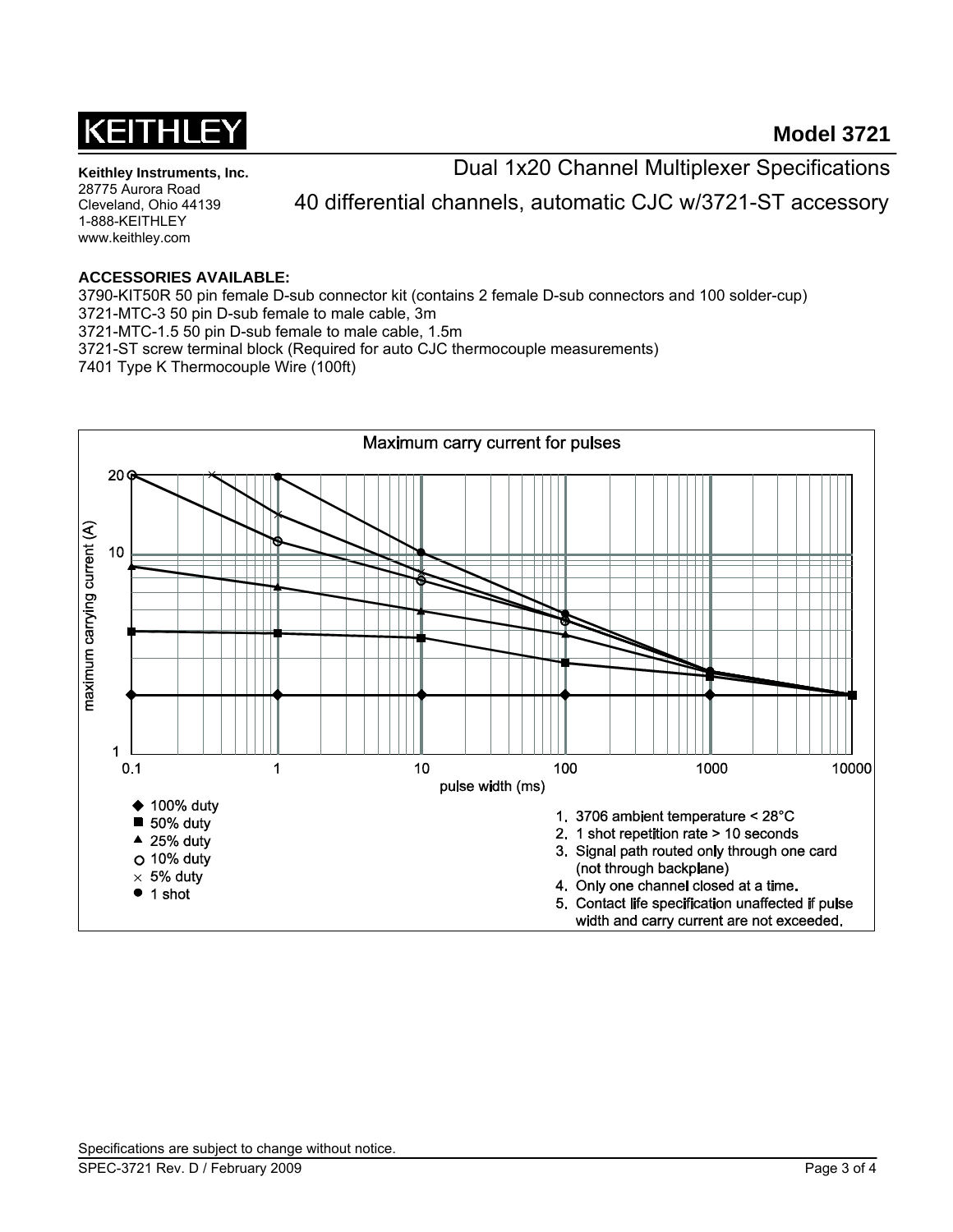# Model 3721

**Keithley Instruments, Inc.**
28775 Aurora Road
Cleveland, Ohio 44139
1-888-KEITHLEY
www.keithley.com

## Dual 1x20 Channel Multiplexer Specifications

## 40 differential channels, automatic CJC w/3721-ST accessory

**ACCESSORIES AVAILABLE:**

3790-KIT50R 50 pin female D-sub connector kit (contains 2 female D-sub connectors and 100 solder-cup)
3721-MTC-3 50 pin D-sub female to male cable, 3m
3721-MTC-1.5 50 pin D-sub female to male cable, 1.5m
3721-ST screw terminal block (Required for auto CJC thermocouple measurements)
7401 Type K Thermocouple Wire (100ft)

**Maximum carry current for pulses**

(Chart: maximum carrying current (A) vs. pulse width (ms); legend: 100% duty, 50% duty, 25% duty, 10% duty, 5% duty, 1 shot)

1. 3706 ambient temperature < 28°C
2. 1 shot repetition rate > 10 seconds
3. Signal path routed only through one card (not through backplane)
4. Only one channel closed at a time.
5. Contact life specification unaffected if pulse width and carry current are not exceeded.

Specifications are subject to change without notice.

SPEC-3721 Rev. D / February 2009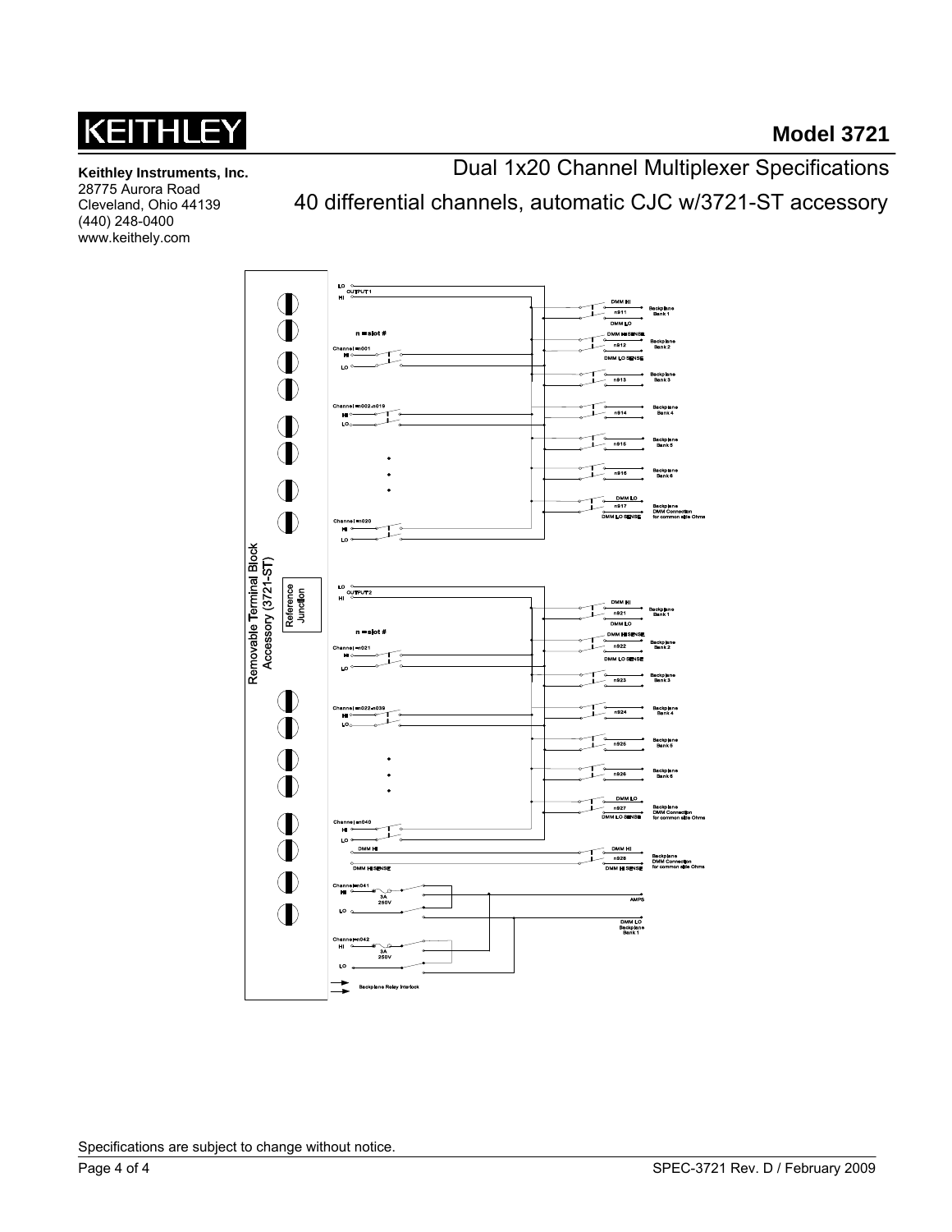**Keithley Instruments, Inc.**
28775 Aurora Road
Cleveland, Ohio 44139
(440) 248-0400
www.keithely.com

# Model 3721

## Dual 1x20 Channel Multiplexer Specifications

## 40 differential channels, automatic CJC w/3721-ST accessory

Removable Terminal Block Accessory (3721-ST)

Reference Junction

LO
OUTPUT1
HI

n = slot #

Channel n001
HI
LO

Channel n002-n019
HI
LO

Channel n020
HI
LO

DMM HI
n911
DMM LO
Backplane Bank 1

DMM HI SENSE
n912
DMM LO SENSE
Backplane Bank 2

n913
Backplane Bank 3

n914
Backplane Bank 4

n915
Backplane Bank 5

n916
Backplane Bank 6

DMM LO
n917
DMM LO SENSE
Backplane DMM Connection for common side Ohms

LO
OUTPUT2
HI

n = slot #

Channel n021
HI
LO

Channel n022-n039
HI
LO

Channel n040
HI
LO

DMM HI
n921
DMM LO
Backplane Bank 1

DMM HI SENSE
n922
DMM LO SENSE
Backplane Bank 2

n923
Backplane Bank 3

n924
Backplane Bank 4

n925
Backplane Bank 5

n926
Backplane Bank 6

DMM LO
n927
DMM LO SENSE
Backplane DMM Connection for common side Ohms

DMM HI
DMM HI SENSE

DMM HI
n928
DMM HI SENSE
Backplane DMM Connection for common side Ohms

Channel n041
HI
3A
250V
LO

Channel n042
HI
3A
250V
LO

AMPS

DMM LO
Backplane
Bank 1

Backplane Relay Interlock

Specifications are subject to change without notice.